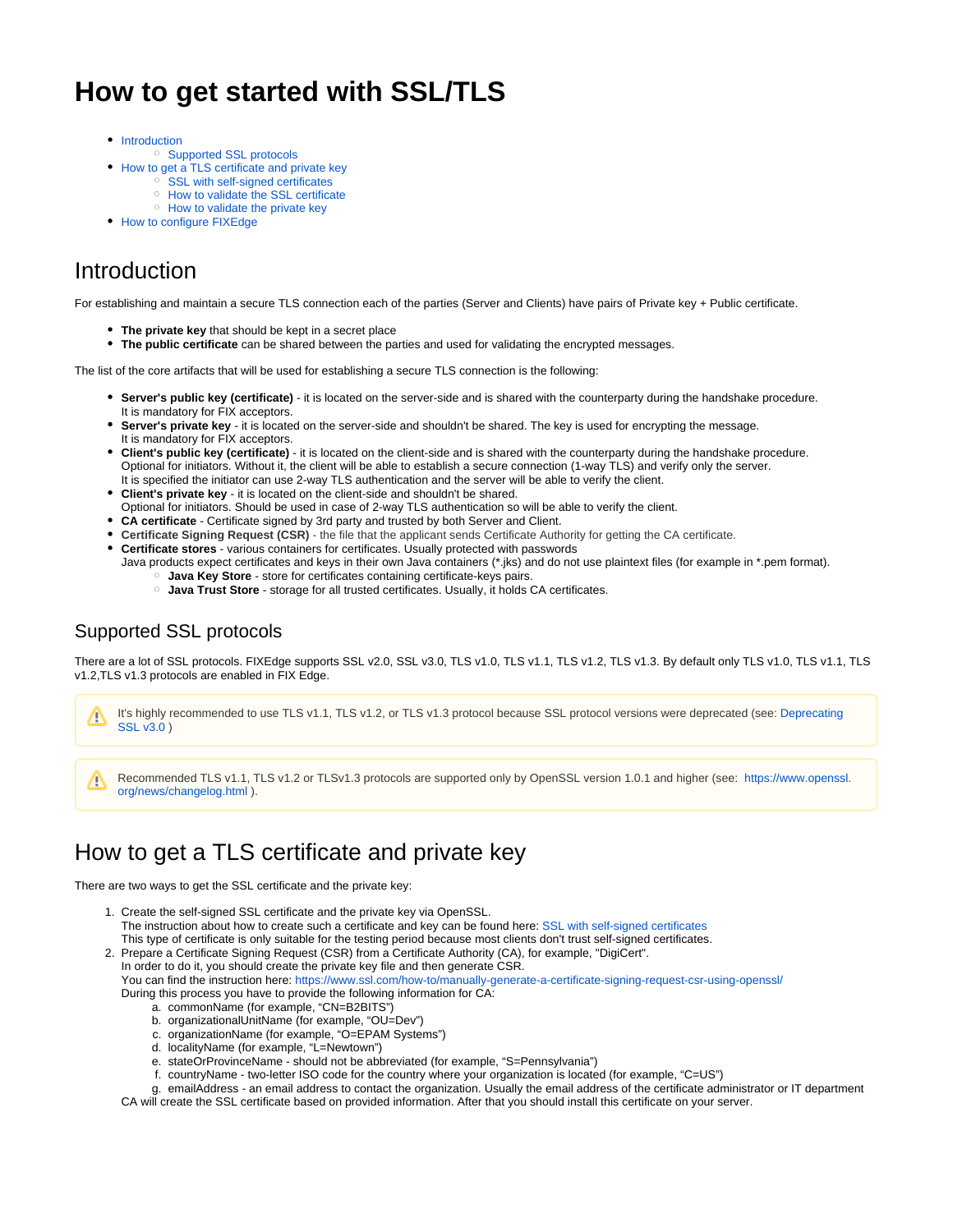# How to get started with SSL/TLS

- Introduction
  - Supported SSL protocols
- How to get a TLS certificate and private key
  - SSL with self-signed certificates
  - How to validate the SSL certificate
  - How to validate the private key
- How to configure FIXEdge

## Introduction

For establishing and maintain a secure TLS connection each of the parties (Server and Clients) have pairs of Private key + Public certificate.

- **The private key** that should be kept in a secret place
- **The public certificate** can be shared between the parties and used for validating the encrypted messages.

The list of the core artifacts that will be used for establishing a secure TLS connection is the following:

- **Server's public key (certificate)** - it is located on the server-side and is shared with the counterparty during the handshake procedure. It is mandatory for FIX acceptors.
- **Server's private key** - it is located on the server-side and shouldn't be shared. The key is used for encrypting the message. It is mandatory for FIX acceptors.
- **Client's public key (certificate)** - it is located on the client-side and is shared with the counterparty during the handshake procedure. Optional for initiators. Without it, the client will be able to establish a secure connection (1-way TLS) and verify only the server. It is specified the initiator can use 2-way TLS authentication and the server will be able to verify the client.
- **Client's private key** - it is located on the client-side and shouldn't be shared. Optional for initiators. Should be used in case of 2-way TLS authentication so will be able to verify the client.
- **CA certificate** - Certificate signed by 3rd party and trusted by both Server and Client.
- **Certificate Signing Request (CSR)** - the file that the applicant sends Certificate Authority for getting the CA certificate.
- **Certificate stores** - various containers for certificates. Usually protected with passwords
  Java products expect certificates and keys in their own Java containers (*.jks) and do not use plaintext files (for example in *.pem format).
  - **Java Key Store** - store for certificates containing certificate-keys pairs.
  - **Java Trust Store** - storage for all trusted certificates. Usually, it holds CA certificates.

### Supported SSL protocols

There are a lot of SSL protocols. FIXEdge supports SSL v2.0, SSL v3.0, TLS v1.0, TLS v1.1, TLS v1.2, TLS v1.3. By default only TLS v1.0, TLS v1.1, TLS v1.2,TLS v1.3 protocols are enabled in FIX Edge.

> It's highly recommended to use TLS v1.1, TLS v1.2, or TLS v1.3 protocol because SSL protocol versions were deprecated (see: Deprecating SSL v3.0 )

> Recommended TLS v1.1, TLS v1.2 or TLSv1.3 protocols are supported only by OpenSSL version 1.0.1 and higher (see: https://www.openssl.org/news/changelog.html ).

## How to get a TLS certificate and private key

There are two ways to get the SSL certificate and the private key:

1. Create the self-signed SSL certificate and the private key via OpenSSL.
   The instruction about how to create such a certificate and key can be found here: SSL with self-signed certificates
   This type of certificate is only suitable for the testing period because most clients don't trust self-signed certificates.
2. Prepare a Certificate Signing Request (CSR) from a Certificate Authority (CA), for example, "DigiCert".
   In order to do it, you should create the private key file and then generate CSR.
   You can find the instruction here: https://www.ssl.com/how-to/manually-generate-a-certificate-signing-request-csr-using-openssl/
   During this process you have to provide the following information for CA:
   a. commonName (for example, “CN=B2BITS”)
   b. organizationalUnitName (for example, “OU=Dev”)
   c. organizationName (for example, “O=EPAM Systems”)
   d. localityName (for example, “L=Newtown”)
   e. stateOrProvinceName - should not be abbreviated (for example, “S=Pennsylvania”)
   f. countryName - two-letter ISO code for the country where your organization is located (for example, “C=US”)
   g. emailAddress - an email address to contact the organization. Usually the email address of the certificate administrator or IT department
   CA will create the SSL certificate based on provided information. After that you should install this certificate on your server.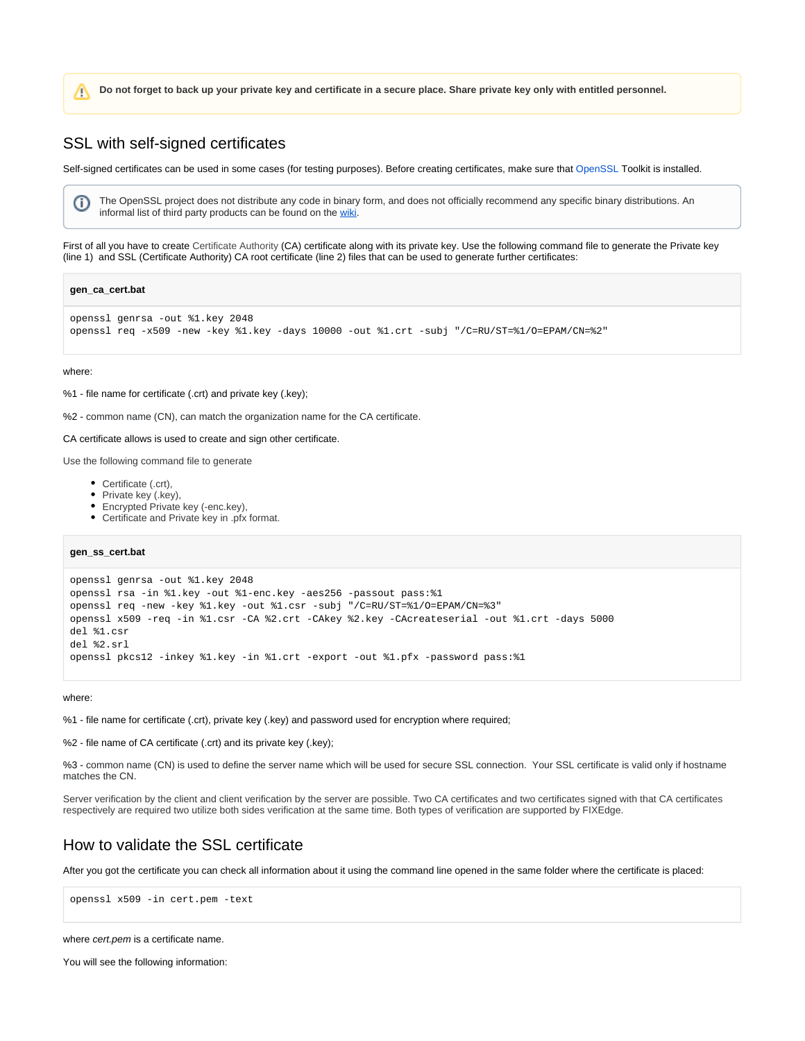> ⚠ **Do not forget to back up your private key and certificate in a secure place. Share private key only with entitled personnel.**

## SSL with self-signed certificates

Self-signed certificates can be used in some cases (for testing purposes). Before creating certificates, make sure that OpenSSL Toolkit is installed.

> ⓘ The OpenSSL project does not distribute any code in binary form, and does not officially recommend any specific binary distributions. An informal list of third party products can be found on the wiki.

First of all you have to create Certificate Authority (CA) certificate along with its private key. Use the following command file to generate the Private key (line 1) and SSL (Certificate Authority) CA root certificate (line 2) files that can be used to generate further certificates:

**gen_ca_cert.bat**

```
openssl genrsa -out %1.key 2048
openssl req -x509 -new -key %1.key -days 10000 -out %1.crt -subj "/C=RU/ST=%1/O=EPAM/CN=%2"
```

where:

%1 - file name for certificate (.crt) and private key (.key);

%2 - common name (CN), can match the organization name for the CA certificate.

CA certificate allows is used to create and sign other certificate.

Use the following command file to generate

- Certificate (.crt),
- Private key (.key),
- Encrypted Private key (-enc.key),
- Certificate and Private key in .pfx format.

**gen_ss_cert.bat**

```
openssl genrsa -out %1.key 2048
openssl rsa -in %1.key -out %1-enc.key -aes256 -passout pass:%1
openssl req -new -key %1.key -out %1.csr -subj "/C=RU/ST=%1/O=EPAM/CN=%3"
openssl x509 -req -in %1.csr -CA %2.crt -CAkey %2.key -CAcreateserial -out %1.crt -days 5000
del %1.csr
del %2.srl
openssl pkcs12 -inkey %1.key -in %1.crt -export -out %1.pfx -password pass:%1
```

where:

%1 - file name for certificate (.crt), private key (.key) and password used for encryption where required;

%2 - file name of CA certificate (.crt) and its private key (.key);

%3 - common name (CN) is used to define the server name which will be used for secure SSL connection. Your SSL certificate is valid only if hostname matches the CN.

Server verification by the client and client verification by the server are possible. Two CA certificates and two certificates signed with that CA certificates respectively are required two utilize both sides verification at the same time. Both types of verification are supported by FIXEdge.

## How to validate the SSL certificate

After you got the certificate you can check all information about it using the command line opened in the same folder where the certificate is placed:

```
openssl x509 -in cert.pem -text
```

where *cert.pem* is a certificate name.

You will see the following information: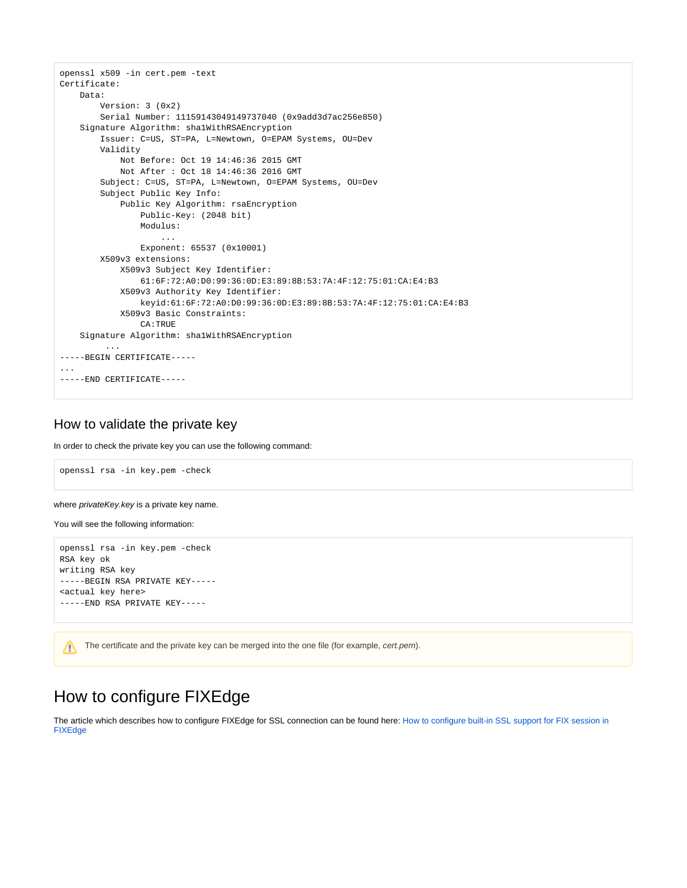```
openssl x509 -in cert.pem -text
Certificate:
    Data:
        Version: 3 (0x2)
        Serial Number: 11159143049149737040 (0x9add3d7ac256e850)
    Signature Algorithm: sha1WithRSAEncryption
        Issuer: C=US, ST=PA, L=Newtown, O=EPAM Systems, OU=Dev
        Validity
            Not Before: Oct 19 14:46:36 2015 GMT
            Not After : Oct 18 14:46:36 2016 GMT
        Subject: C=US, ST=PA, L=Newtown, O=EPAM Systems, OU=Dev
        Subject Public Key Info:
            Public Key Algorithm: rsaEncryption
                Public-Key: (2048 bit)
                Modulus:
                    ...
                Exponent: 65537 (0x10001)
        X509v3 extensions:
            X509v3 Subject Key Identifier:
                61:6F:72:A0:D0:99:36:0D:E3:89:8B:53:7A:4F:12:75:01:CA:E4:B3
            X509v3 Authority Key Identifier:
                keyid:61:6F:72:A0:D0:99:36:0D:E3:89:8B:53:7A:4F:12:75:01:CA:E4:B3
            X509v3 Basic Constraints:
                CA:TRUE
    Signature Algorithm: sha1WithRSAEncryption
         ...
-----BEGIN CERTIFICATE-----
...
-----END CERTIFICATE-----
```

## How to validate the private key

In order to check the private key you can use the following command:

```
openssl rsa -in key.pem -check
```

where *privateKey.key* is a private key name.

You will see the following information:

```
openssl rsa -in key.pem -check
RSA key ok
writing RSA key
-----BEGIN RSA PRIVATE KEY-----
<actual key here>
-----END RSA PRIVATE KEY-----
```

> ⚠ The certificate and the private key can be merged into the one file (for example, *cert.pem*).

# How to configure FIXEdge

The article which describes how to configure FIXEdge for SSL connection can be found here: How to configure built-in SSL support for FIX session in FIXEdge